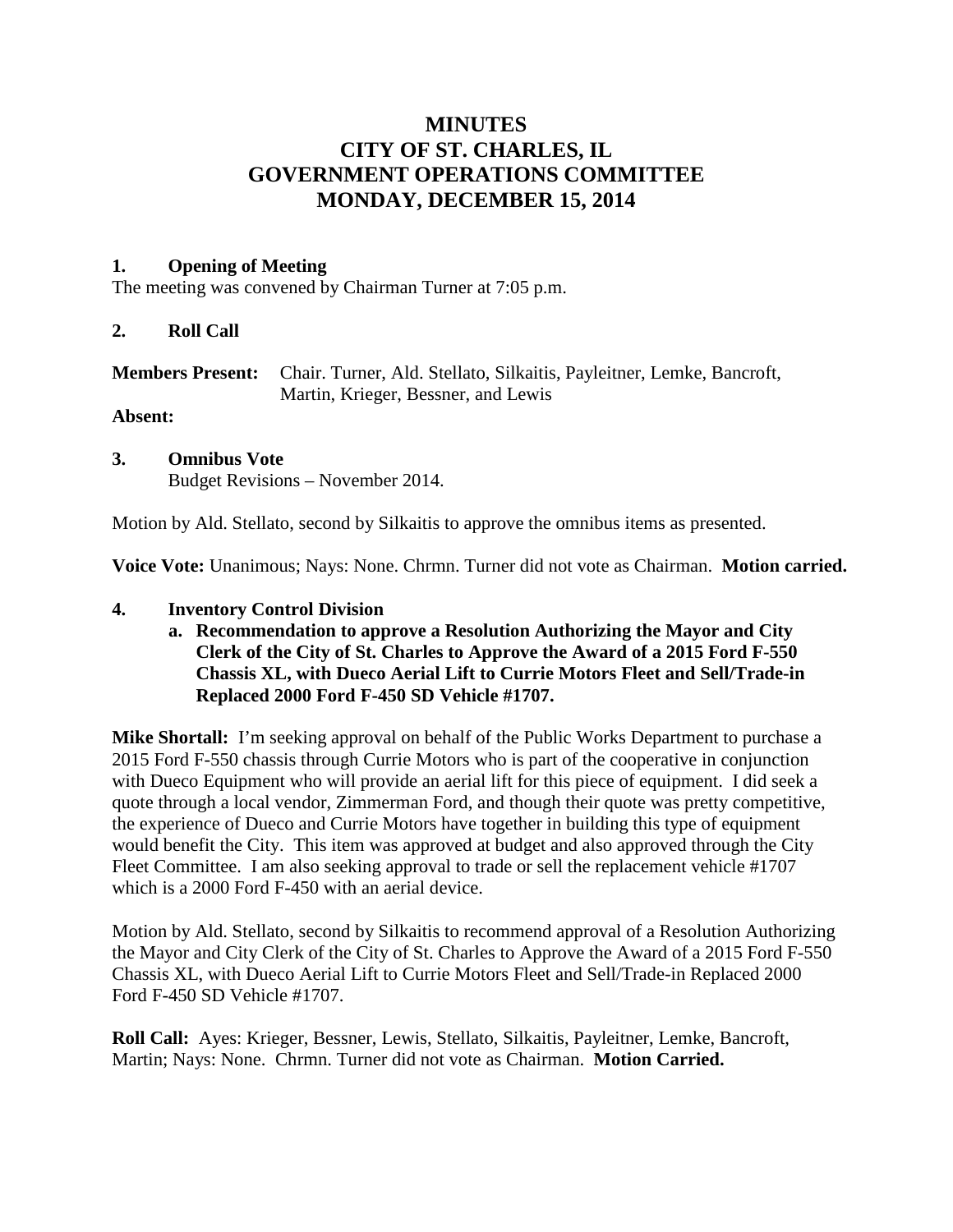# MINUTES
# CITY OF ST. CHARLES, IL
# GOVERNMENT OPERATIONS COMMITTEE
# MONDAY, DECEMBER 15, 2014

## 1. Opening of Meeting

The meeting was convened by Chairman Turner at 7:05 p.m.

## 2. Roll Call

**Members Present:** Chair. Turner, Ald. Stellato, Silkaitis, Payleitner, Lemke, Bancroft, Martin, Krieger, Bessner, and Lewis

**Absent:**

## 3. Omnibus Vote

Budget Revisions – November 2014.

Motion by Ald. Stellato, second by Silkaitis to approve the omnibus items as presented.

**Voice Vote:** Unanimous; Nays: None. Chrmn. Turner did not vote as Chairman. **Motion carried.**

## 4. Inventory Control Division

**a. Recommendation to approve a Resolution Authorizing the Mayor and City Clerk of the City of St. Charles to Approve the Award of a 2015 Ford F-550 Chassis XL, with Dueco Aerial Lift to Currie Motors Fleet and Sell/Trade-in Replaced 2000 Ford F-450 SD Vehicle #1707.**

**Mike Shortall:** I'm seeking approval on behalf of the Public Works Department to purchase a 2015 Ford F-550 chassis through Currie Motors who is part of the cooperative in conjunction with Dueco Equipment who will provide an aerial lift for this piece of equipment. I did seek a quote through a local vendor, Zimmerman Ford, and though their quote was pretty competitive, the experience of Dueco and Currie Motors have together in building this type of equipment would benefit the City. This item was approved at budget and also approved through the City Fleet Committee. I am also seeking approval to trade or sell the replacement vehicle #1707 which is a 2000 Ford F-450 with an aerial device.

Motion by Ald. Stellato, second by Silkaitis to recommend approval of a Resolution Authorizing the Mayor and City Clerk of the City of St. Charles to Approve the Award of a 2015 Ford F-550 Chassis XL, with Dueco Aerial Lift to Currie Motors Fleet and Sell/Trade-in Replaced 2000 Ford F-450 SD Vehicle #1707.

**Roll Call:** Ayes: Krieger, Bessner, Lewis, Stellato, Silkaitis, Payleitner, Lemke, Bancroft, Martin; Nays: None. Chrmn. Turner did not vote as Chairman. **Motion Carried.**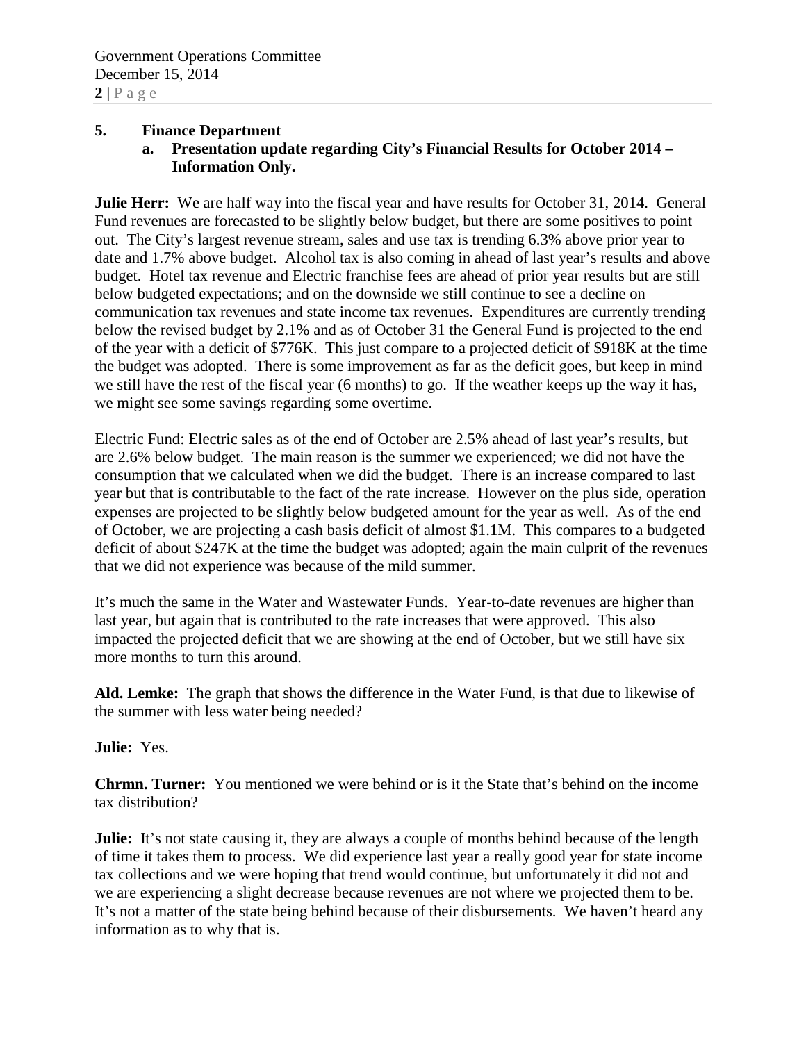**5. Finance Department**

**a. Presentation update regarding City's Financial Results for October 2014 – Information Only.**

**Julie Herr:** We are half way into the fiscal year and have results for October 31, 2014. General Fund revenues are forecasted to be slightly below budget, but there are some positives to point out. The City's largest revenue stream, sales and use tax is trending 6.3% above prior year to date and 1.7% above budget. Alcohol tax is also coming in ahead of last year's results and above budget. Hotel tax revenue and Electric franchise fees are ahead of prior year results but are still below budgeted expectations; and on the downside we still continue to see a decline on communication tax revenues and state income tax revenues. Expenditures are currently trending below the revised budget by 2.1% and as of October 31 the General Fund is projected to the end of the year with a deficit of $776K. This just compare to a projected deficit of $918K at the time the budget was adopted. There is some improvement as far as the deficit goes, but keep in mind we still have the rest of the fiscal year (6 months) to go. If the weather keeps up the way it has, we might see some savings regarding some overtime.

Electric Fund: Electric sales as of the end of October are 2.5% ahead of last year's results, but are 2.6% below budget. The main reason is the summer we experienced; we did not have the consumption that we calculated when we did the budget. There is an increase compared to last year but that is contributable to the fact of the rate increase. However on the plus side, operation expenses are projected to be slightly below budgeted amount for the year as well. As of the end of October, we are projecting a cash basis deficit of almost $1.1M. This compares to a budgeted deficit of about $247K at the time the budget was adopted; again the main culprit of the revenues that we did not experience was because of the mild summer.

It's much the same in the Water and Wastewater Funds. Year-to-date revenues are higher than last year, but again that is contributed to the rate increases that were approved. This also impacted the projected deficit that we are showing at the end of October, but we still have six more months to turn this around.

**Ald. Lemke:** The graph that shows the difference in the Water Fund, is that due to likewise of the summer with less water being needed?

**Julie:** Yes.

**Chrmn. Turner:** You mentioned we were behind or is it the State that's behind on the income tax distribution?

**Julie:** It's not state causing it, they are always a couple of months behind because of the length of time it takes them to process. We did experience last year a really good year for state income tax collections and we were hoping that trend would continue, but unfortunately it did not and we are experiencing a slight decrease because revenues are not where we projected them to be. It's not a matter of the state being behind because of their disbursements. We haven't heard any information as to why that is.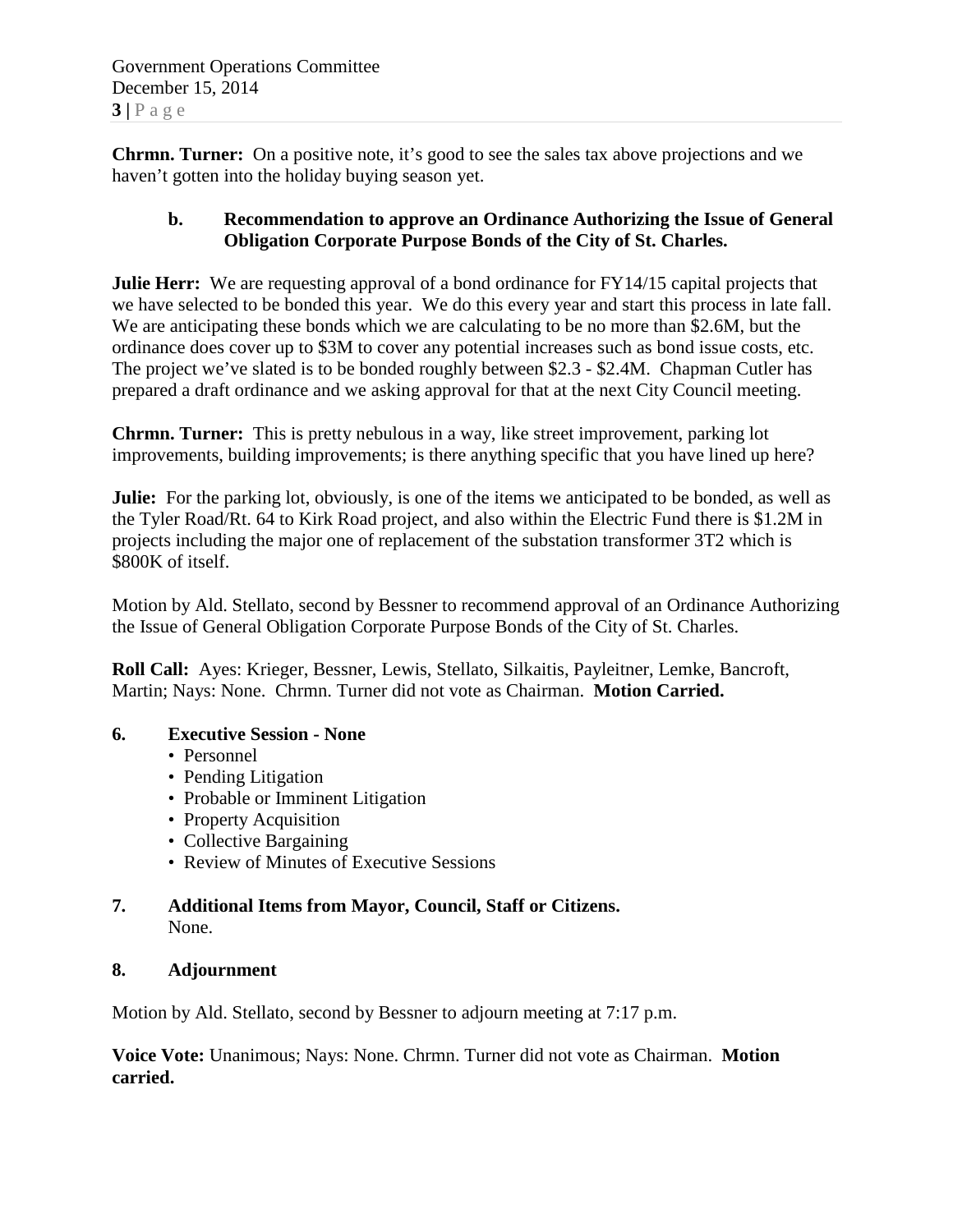**Chrmn. Turner:** On a positive note, it's good to see the sales tax above projections and we haven't gotten into the holiday buying season yet.

**b. Recommendation to approve an Ordinance Authorizing the Issue of General Obligation Corporate Purpose Bonds of the City of St. Charles.**

**Julie Herr:** We are requesting approval of a bond ordinance for FY14/15 capital projects that we have selected to be bonded this year. We do this every year and start this process in late fall. We are anticipating these bonds which we are calculating to be no more than $2.6M, but the ordinance does cover up to $3M to cover any potential increases such as bond issue costs, etc. The project we've slated is to be bonded roughly between $2.3 - $2.4M. Chapman Cutler has prepared a draft ordinance and we asking approval for that at the next City Council meeting.

**Chrmn. Turner:** This is pretty nebulous in a way, like street improvement, parking lot improvements, building improvements; is there anything specific that you have lined up here?

**Julie:** For the parking lot, obviously, is one of the items we anticipated to be bonded, as well as the Tyler Road/Rt. 64 to Kirk Road project, and also within the Electric Fund there is $1.2M in projects including the major one of replacement of the substation transformer 3T2 which is $800K of itself.

Motion by Ald. Stellato, second by Bessner to recommend approval of an Ordinance Authorizing the Issue of General Obligation Corporate Purpose Bonds of the City of St. Charles.

**Roll Call:** Ayes: Krieger, Bessner, Lewis, Stellato, Silkaitis, Payleitner, Lemke, Bancroft, Martin; Nays: None. Chrmn. Turner did not vote as Chairman. **Motion Carried.**

## 6. Executive Session - None

- Personnel
- Pending Litigation
- Probable or Imminent Litigation
- Property Acquisition
- Collective Bargaining
- Review of Minutes of Executive Sessions

## 7. Additional Items from Mayor, Council, Staff or Citizens.

None.

## 8. Adjournment

Motion by Ald. Stellato, second by Bessner to adjourn meeting at 7:17 p.m.

**Voice Vote:** Unanimous; Nays: None. Chrmn. Turner did not vote as Chairman. **Motion carried.**